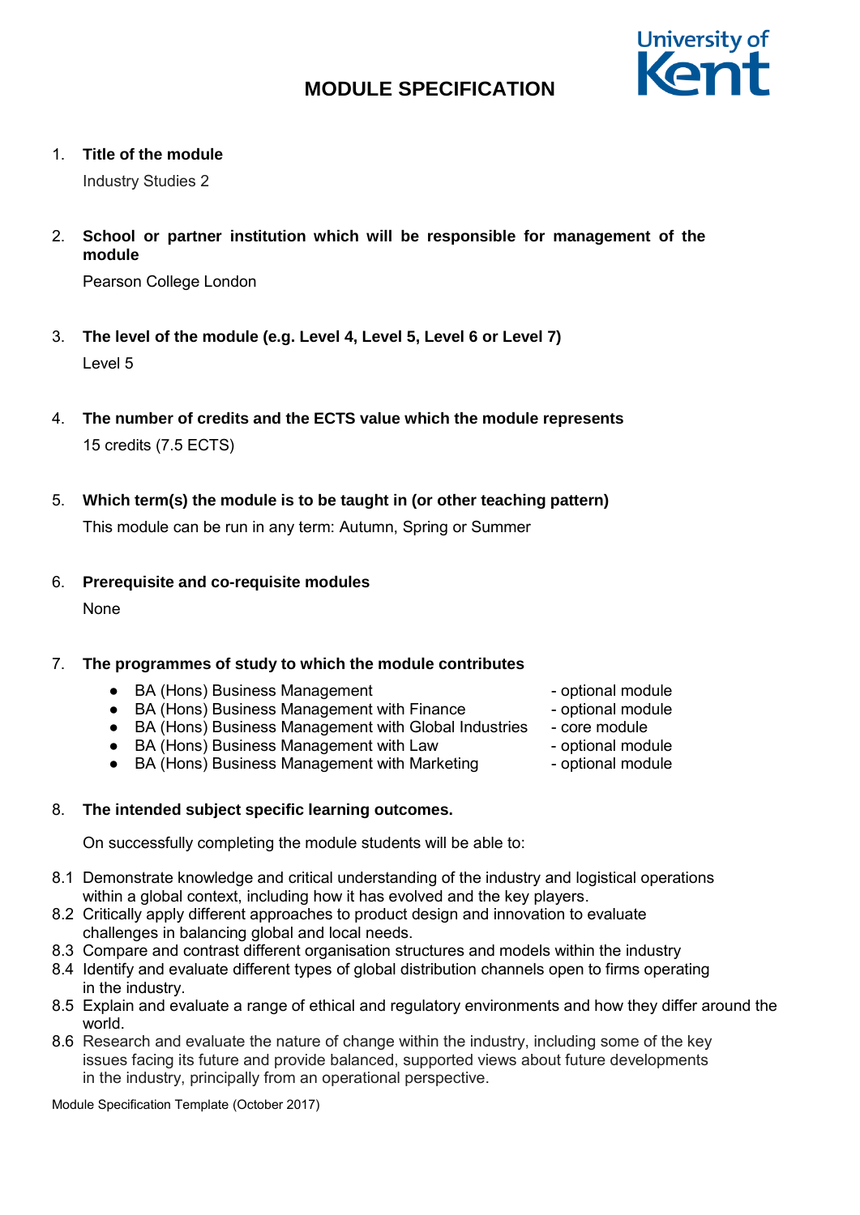# MODULE SPECIFICATION

University of Kent

1. **Title of the module**

   Industry Studies 2

2. **School or partner institution which will be responsible for management of the module**

   Pearson College London

3. **The level of the module (e.g. Level 4, Level 5, Level 6 or Level 7)**

   Level 5

4. **The number of credits and the ECTS value which the module represents**

   15 credits (7.5 ECTS)

5. **Which term(s) the module is to be taught in (or other teaching pattern)**

   This module can be run in any term: Autumn, Spring or Summer

6. **Prerequisite and co-requisite modules**

   None

7. **The programmes of study to which the module contributes**

   - BA (Hons) Business Management - optional module
   - BA (Hons) Business Management with Finance - optional module
   - BA (Hons) Business Management with Global Industries - core module
   - BA (Hons) Business Management with Law - optional module
   - BA (Hons) Business Management with Marketing - optional module

8. **The intended subject specific learning outcomes.**

   On successfully completing the module students will be able to:

8.1 Demonstrate knowledge and critical understanding of the industry and logistical operations within a global context, including how it has evolved and the key players.
8.2 Critically apply different approaches to product design and innovation to evaluate challenges in balancing global and local needs.
8.3 Compare and contrast different organisation structures and models within the industry
8.4 Identify and evaluate different types of global distribution channels open to firms operating in the industry.
8.5 Explain and evaluate a range of ethical and regulatory environments and how they differ around the world.
8.6 Research and evaluate the nature of change within the industry, including some of the key issues facing its future and provide balanced, supported views about future developments in the industry, principally from an operational perspective.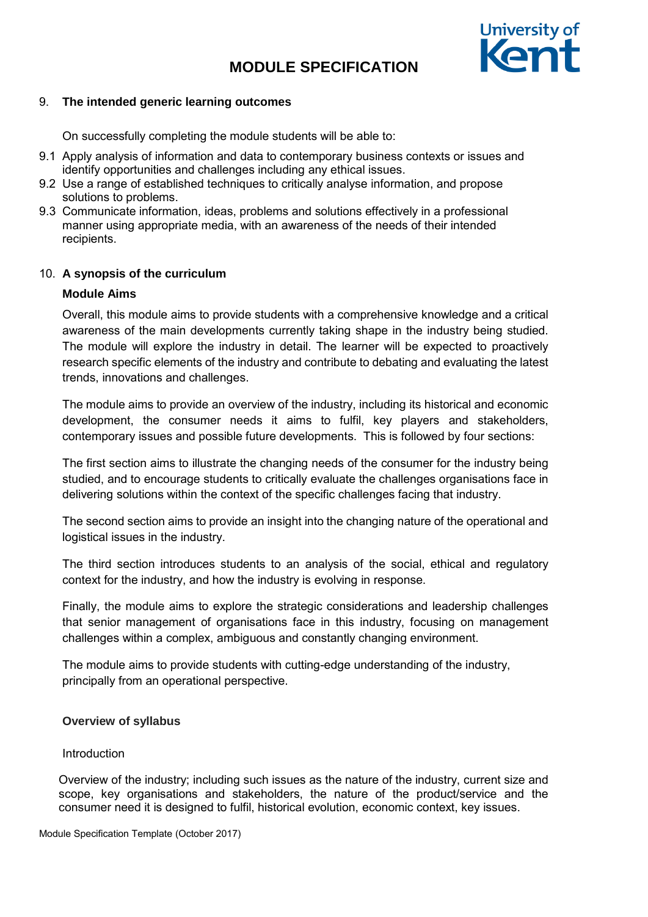## 9. The intended generic learning outcomes

On successfully completing the module students will be able to:

9.1 Apply analysis of information and data to contemporary business contexts or issues and identify opportunities and challenges including any ethical issues.
9.2 Use a range of established techniques to critically analyse information, and propose solutions to problems.
9.3 Communicate information, ideas, problems and solutions effectively in a professional manner using appropriate media, with an awareness of the needs of their intended recipients.

## 10. A synopsis of the curriculum

### Module Aims

Overall, this module aims to provide students with a comprehensive knowledge and a critical awareness of the main developments currently taking shape in the industry being studied. The module will explore the industry in detail. The learner will be expected to proactively research specific elements of the industry and contribute to debating and evaluating the latest trends, innovations and challenges.

The module aims to provide an overview of the industry, including its historical and economic development, the consumer needs it aims to fulfil, key players and stakeholders, contemporary issues and possible future developments. This is followed by four sections:

The first section aims to illustrate the changing needs of the consumer for the industry being studied, and to encourage students to critically evaluate the challenges organisations face in delivering solutions within the context of the specific challenges facing that industry.

The second section aims to provide an insight into the changing nature of the operational and logistical issues in the industry.

The third section introduces students to an analysis of the social, ethical and regulatory context for the industry, and how the industry is evolving in response.

Finally, the module aims to explore the strategic considerations and leadership challenges that senior management of organisations face in this industry, focusing on management challenges within a complex, ambiguous and constantly changing environment.

The module aims to provide students with cutting-edge understanding of the industry, principally from an operational perspective.

### Overview of syllabus

Introduction

Overview of the industry; including such issues as the nature of the industry, current size and scope, key organisations and stakeholders, the nature of the product/service and the consumer need it is designed to fulfil, historical evolution, economic context, key issues.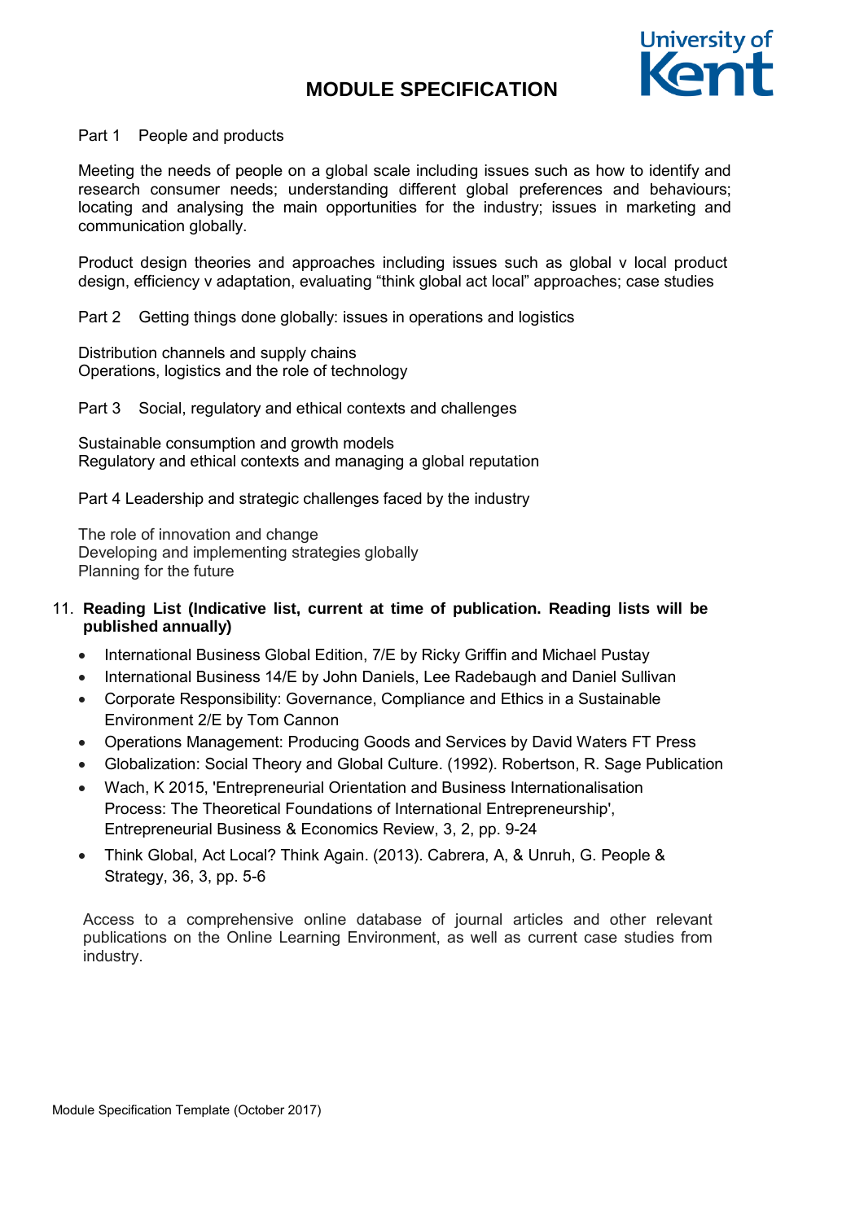Part 1 People and products

Meeting the needs of people on a global scale including issues such as how to identify and research consumer needs; understanding different global preferences and behaviours; locating and analysing the main opportunities for the industry; issues in marketing and communication globally.

Product design theories and approaches including issues such as global v local product design, efficiency v adaptation, evaluating "think global act local" approaches; case studies

Part 2 Getting things done globally: issues in operations and logistics

Distribution channels and supply chains
Operations, logistics and the role of technology

Part 3 Social, regulatory and ethical contexts and challenges

Sustainable consumption and growth models
Regulatory and ethical contexts and managing a global reputation

Part 4 Leadership and strategic challenges faced by the industry

The role of innovation and change
Developing and implementing strategies globally
Planning for the future

11. **Reading List (Indicative list, current at time of publication. Reading lists will be published annually)**

- International Business Global Edition, 7/E by Ricky Griffin and Michael Pustay
- International Business 14/E by John Daniels, Lee Radebaugh and Daniel Sullivan
- Corporate Responsibility: Governance, Compliance and Ethics in a Sustainable Environment 2/E by Tom Cannon
- Operations Management: Producing Goods and Services by David Waters FT Press
- Globalization: Social Theory and Global Culture. (1992). Robertson, R. Sage Publication
- Wach, K 2015, 'Entrepreneurial Orientation and Business Internationalisation Process: The Theoretical Foundations of International Entrepreneurship', Entrepreneurial Business & Economics Review, 3, 2, pp. 9-24
- Think Global, Act Local? Think Again. (2013). Cabrera, A, & Unruh, G. People & Strategy, 36, 3, pp. 5-6

Access to a comprehensive online database of journal articles and other relevant publications on the Online Learning Environment, as well as current case studies from industry.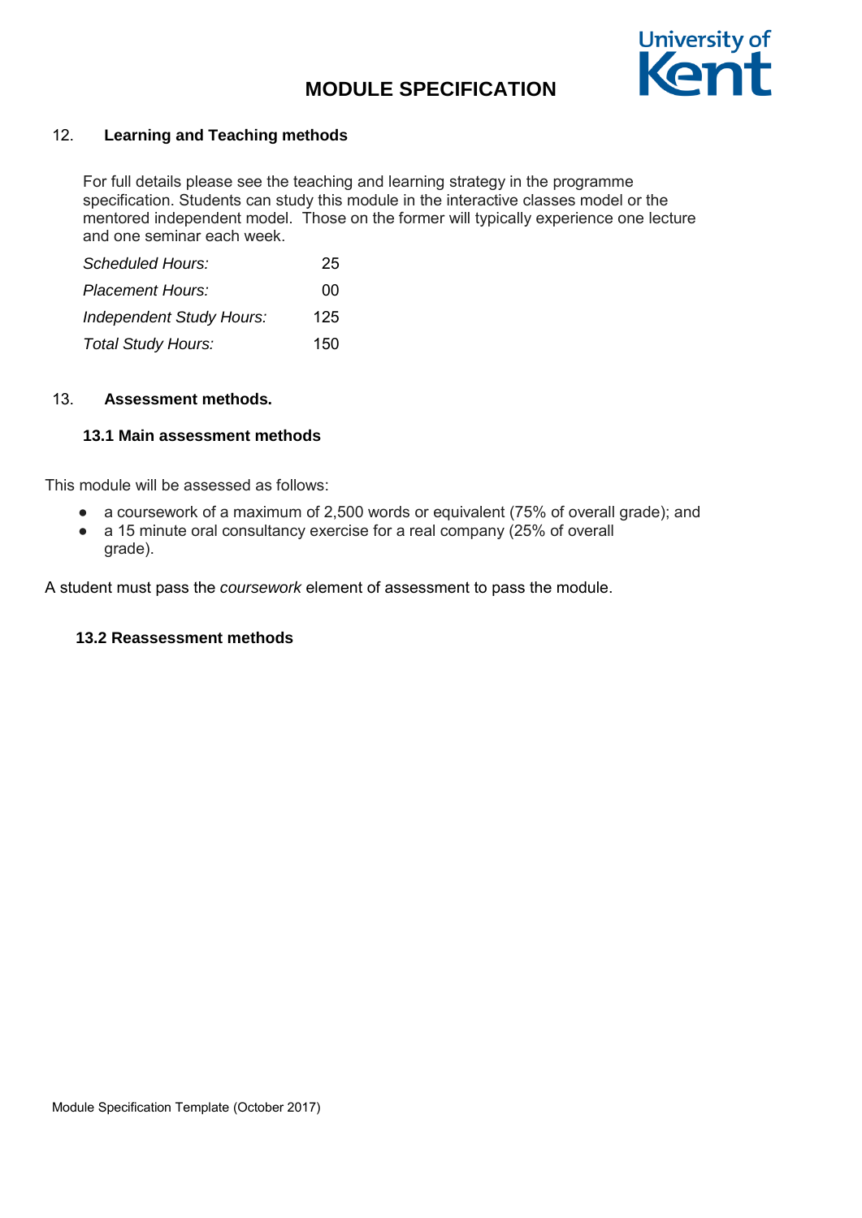## 12. Learning and Teaching methods

For full details please see the teaching and learning strategy in the programme specification. Students can study this module in the interactive classes model or the mentored independent model. Those on the former will typically experience one lecture and one seminar each week.

| | |
|---|---|
| *Scheduled Hours:* | 25 |
| *Placement Hours:* | 00 |
| *Independent Study Hours:* | 125 |
| *Total Study Hours:* | 150 |

## 13. Assessment methods.

### 13.1 Main assessment methods

This module will be assessed as follows:

- a coursework of a maximum of 2,500 words or equivalent (75% of overall grade); and
- a 15 minute oral consultancy exercise for a real company (25% of overall grade).

A student must pass the *coursework* element of assessment to pass the module.

### 13.2 Reassessment methods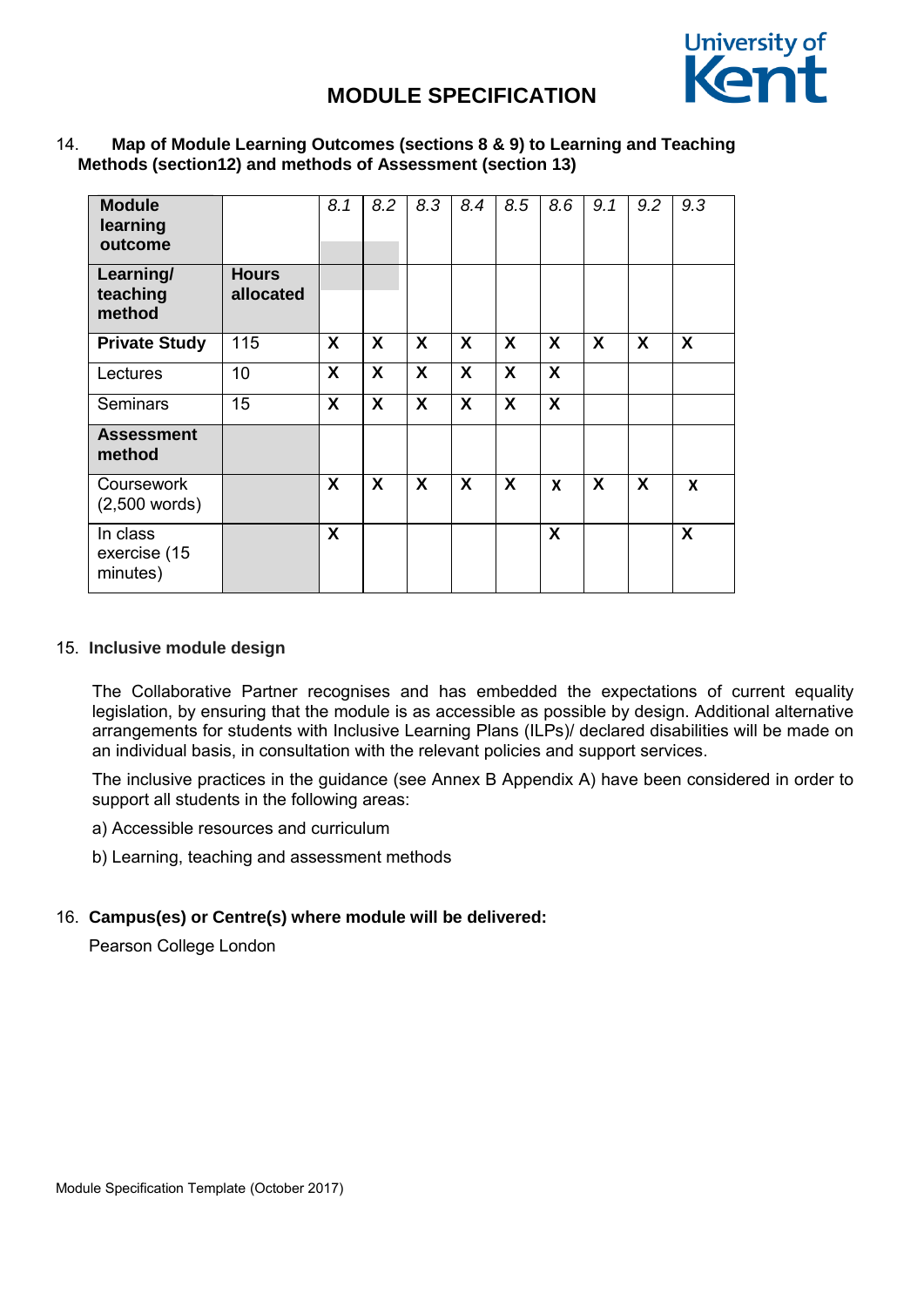14. **Map of Module Learning Outcomes (sections 8 & 9) to Learning and Teaching Methods (section12) and methods of Assessment (section 13)**

| **Module learning outcome** | | *8.1* | *8.2* | *8.3* | *8.4* | *8.5* | *8.6* | *9.1* | *9.2* | *9.3* |
|---|---|---|---|---|---|---|---|---|---|---|
| **Learning/ teaching method** | **Hours allocated** | | | | | | | | | |
| **Private Study** | 115 | **X** | **X** | **X** | **X** | **X** | **X** | **X** | **X** | **X** |
| Lectures | 10 | **X** | **X** | **X** | **X** | **X** | **X** | | | |
| Seminars | 15 | **X** | **X** | **X** | **X** | **X** | **X** | | | |
| **Assessment method** | | | | | | | | | | |
| Coursework (2,500 words) | | **X** | **X** | **X** | **X** | **X** | **x** | **X** | **X** | **x** |
| In class exercise (15 minutes) | | **X** | | | | | **X** | | | **X** |

15. **Inclusive module design**

The Collaborative Partner recognises and has embedded the expectations of current equality legislation, by ensuring that the module is as accessible as possible by design. Additional alternative arrangements for students with Inclusive Learning Plans (ILPs)/ declared disabilities will be made on an individual basis, in consultation with the relevant policies and support services.

The inclusive practices in the guidance (see Annex B Appendix A) have been considered in order to support all students in the following areas:

a) Accessible resources and curriculum

b) Learning, teaching and assessment methods

16. **Campus(es) or Centre(s) where module will be delivered:**

Pearson College London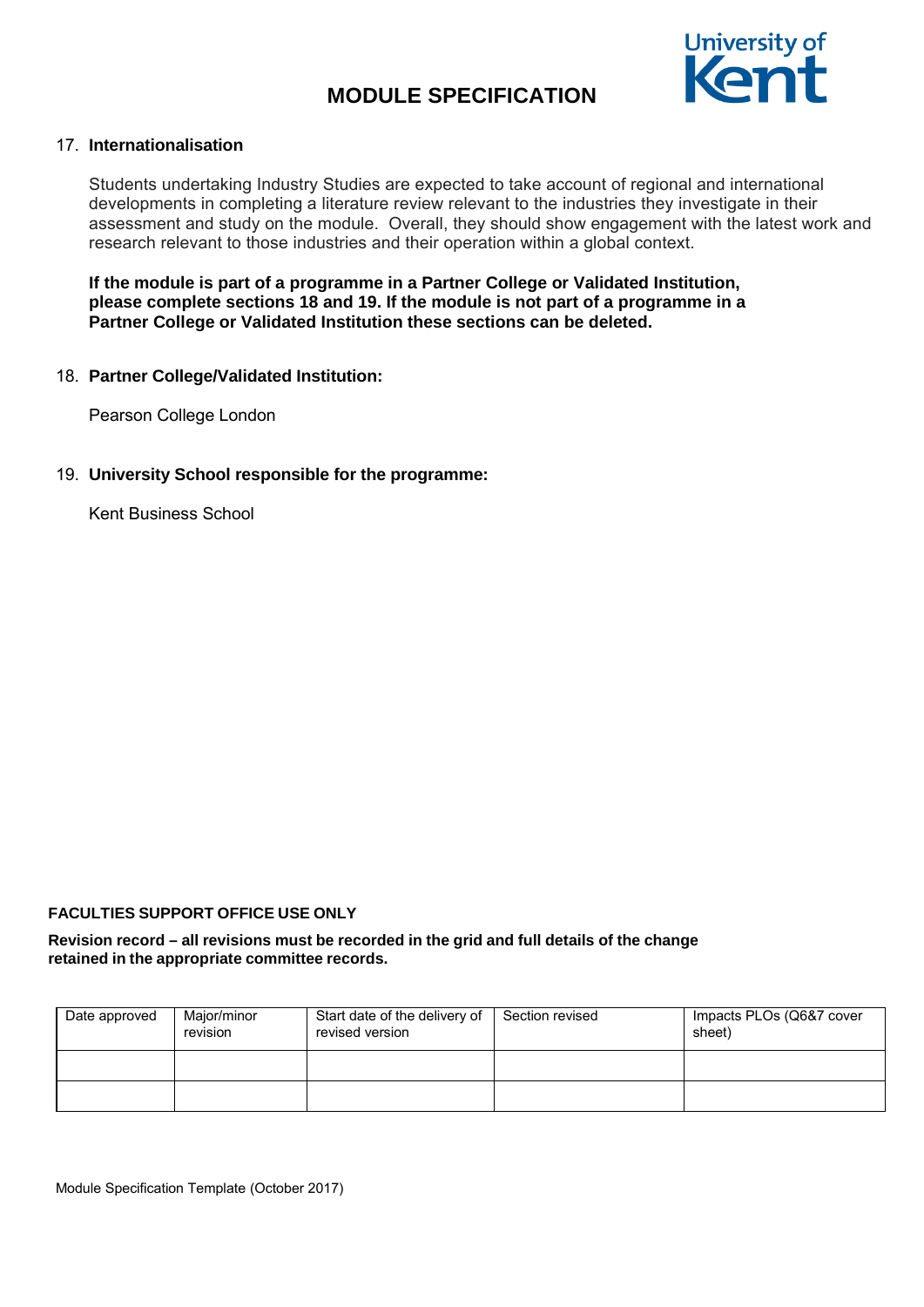17. **Internationalisation**

    Students undertaking Industry Studies are expected to take account of regional and international developments in completing a literature review relevant to the industries they investigate in their assessment and study on the module.  Overall, they should show engagement with the latest work and research relevant to those industries and their operation within a global context.

    **If the module is part of a programme in a Partner College or Validated Institution, please complete sections 18 and 19. If the module is not part of a programme in a Partner College or Validated Institution these sections can be deleted.**

18. **Partner College/Validated Institution:**

    Pearson College London

19. **University School responsible for the programme:**

    Kent Business School

**FACULTIES SUPPORT OFFICE USE ONLY**

**Revision record – all revisions must be recorded in the grid and full details of the change retained in the appropriate committee records.**

| Date approved | Major/minor revision | Start date of the delivery of revised version | Section revised | Impacts PLOs (Q6&7 cover sheet) |
|---|---|---|---|---|
| | | | | |
| | | | | |

Module Specification Template (October 2017)